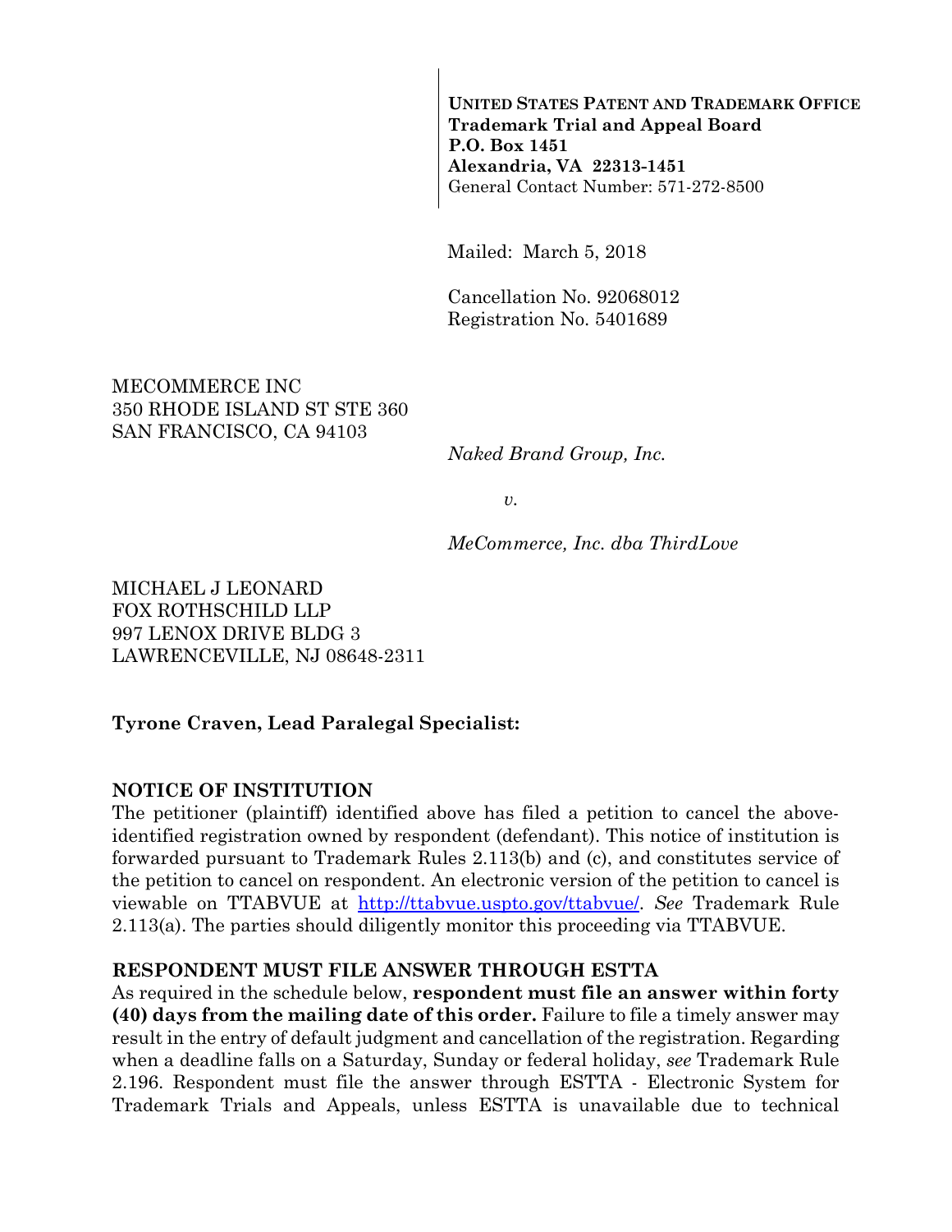**UNITED STATES PATENT AND TRADEMARK OFFICE**
**Trademark Trial and Appeal Board**
**P.O. Box 1451**
**Alexandria, VA 22313-1451**
General Contact Number: 571-272-8500

Mailed: March 5, 2018

Cancellation No. 92068012
Registration No. 5401689

MECOMMERCE INC
350 RHODE ISLAND ST STE 360
SAN FRANCISCO, CA 94103

*Naked Brand Group, Inc.*

*v.*

*MeCommerce, Inc. dba ThirdLove*

MICHAEL J LEONARD
FOX ROTHSCHILD LLP
997 LENOX DRIVE BLDG 3
LAWRENCEVILLE, NJ 08648-2311

**Tyrone Craven, Lead Paralegal Specialist:**

**NOTICE OF INSTITUTION**

The petitioner (plaintiff) identified above has filed a petition to cancel the above-identified registration owned by respondent (defendant). This notice of institution is forwarded pursuant to Trademark Rules 2.113(b) and (c), and constitutes service of the petition to cancel on respondent. An electronic version of the petition to cancel is viewable on TTABVUE at http://ttabvue.uspto.gov/ttabvue/. *See* Trademark Rule 2.113(a). The parties should diligently monitor this proceeding via TTABVUE.

**RESPONDENT MUST FILE ANSWER THROUGH ESTTA**

As required in the schedule below, **respondent must file an answer within forty (40) days from the mailing date of this order.** Failure to file a timely answer may result in the entry of default judgment and cancellation of the registration. Regarding when a deadline falls on a Saturday, Sunday or federal holiday, *see* Trademark Rule 2.196. Respondent must file the answer through ESTTA - Electronic System for Trademark Trials and Appeals, unless ESTTA is unavailable due to technical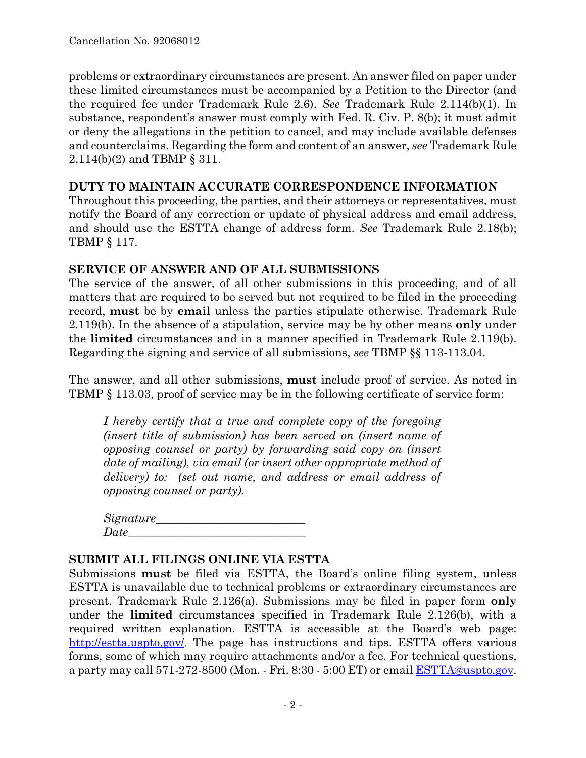problems or extraordinary circumstances are present. An answer filed on paper under these limited circumstances must be accompanied by a Petition to the Director (and the required fee under Trademark Rule 2.6). *See* Trademark Rule 2.114(b)(1). In substance, respondent's answer must comply with Fed. R. Civ. P. 8(b); it must admit or deny the allegations in the petition to cancel, and may include available defenses and counterclaims. Regarding the form and content of an answer, *see* Trademark Rule 2.114(b)(2) and TBMP § 311.

**DUTY TO MAINTAIN ACCURATE CORRESPONDENCE INFORMATION**

Throughout this proceeding, the parties, and their attorneys or representatives, must notify the Board of any correction or update of physical address and email address, and should use the ESTTA change of address form. *See* Trademark Rule 2.18(b); TBMP § 117.

**SERVICE OF ANSWER AND OF ALL SUBMISSIONS**

The service of the answer, of all other submissions in this proceeding, and of all matters that are required to be served but not required to be filed in the proceeding record, **must** be by **email** unless the parties stipulate otherwise. Trademark Rule 2.119(b). In the absence of a stipulation, service may be by other means **only** under the **limited** circumstances and in a manner specified in Trademark Rule 2.119(b). Regarding the signing and service of all submissions, *see* TBMP §§ 113-113.04.

The answer, and all other submissions, **must** include proof of service. As noted in TBMP § 113.03, proof of service may be in the following certificate of service form:

> *I hereby certify that a true and complete copy of the foregoing (insert title of submission) has been served on (insert name of opposing counsel or party) by forwarding said copy on (insert date of mailing), via email (or insert other appropriate method of delivery) to: (set out name, and address or email address of opposing counsel or party).*
>
> *Signature*\_\_\_\_\_\_\_\_\_\_\_\_\_\_\_\_\_\_\_\_\_\_\_\_\_\_
> *Date*\_\_\_\_\_\_\_\_\_\_\_\_\_\_\_\_\_\_\_\_\_\_\_\_\_\_\_\_\_\_\_

**SUBMIT ALL FILINGS ONLINE VIA ESTTA**

Submissions **must** be filed via ESTTA, the Board's online filing system, unless ESTTA is unavailable due to technical problems or extraordinary circumstances are present. Trademark Rule 2.126(a). Submissions may be filed in paper form **only** under the **limited** circumstances specified in Trademark Rule 2.126(b), with a required written explanation. ESTTA is accessible at the Board's web page: http://estta.uspto.gov/. The page has instructions and tips. ESTTA offers various forms, some of which may require attachments and/or a fee. For technical questions, a party may call 571-272-8500 (Mon. - Fri. 8:30 - 5:00 ET) or email ESTTA@uspto.gov.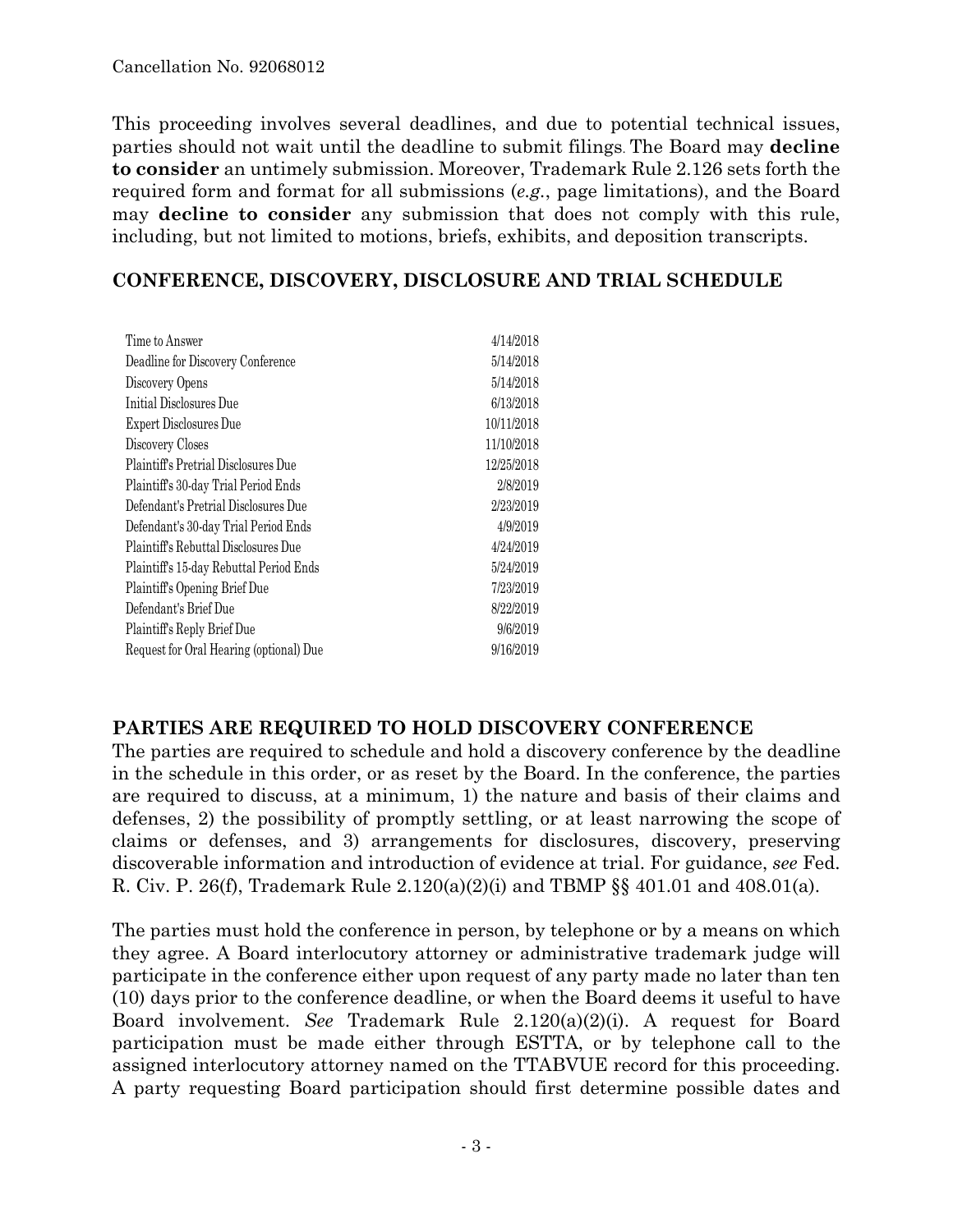This proceeding involves several deadlines, and due to potential technical issues, parties should not wait until the deadline to submit filings. The Board may **decline to consider** an untimely submission. Moreover, Trademark Rule 2.126 sets forth the required form and format for all submissions (*e.g.*, page limitations), and the Board may **decline to consider** any submission that does not comply with this rule, including, but not limited to motions, briefs, exhibits, and deposition transcripts.

## CONFERENCE, DISCOVERY, DISCLOSURE AND TRIAL SCHEDULE

| | |
|---|---|
| Time to Answer | 4/14/2018 |
| Deadline for Discovery Conference | 5/14/2018 |
| Discovery Opens | 5/14/2018 |
| Initial Disclosures Due | 6/13/2018 |
| Expert Disclosures Due | 10/11/2018 |
| Discovery Closes | 11/10/2018 |
| Plaintiff's Pretrial Disclosures Due | 12/25/2018 |
| Plaintiff's 30-day Trial Period Ends | 2/8/2019 |
| Defendant's Pretrial Disclosures Due | 2/23/2019 |
| Defendant's 30-day Trial Period Ends | 4/9/2019 |
| Plaintiff's Rebuttal Disclosures Due | 4/24/2019 |
| Plaintiff's 15-day Rebuttal Period Ends | 5/24/2019 |
| Plaintiff's Opening Brief Due | 7/23/2019 |
| Defendant's Brief Due | 8/22/2019 |
| Plaintiff's Reply Brief Due | 9/6/2019 |
| Request for Oral Hearing (optional) Due | 9/16/2019 |

## PARTIES ARE REQUIRED TO HOLD DISCOVERY CONFERENCE

The parties are required to schedule and hold a discovery conference by the deadline in the schedule in this order, or as reset by the Board. In the conference, the parties are required to discuss, at a minimum, 1) the nature and basis of their claims and defenses, 2) the possibility of promptly settling, or at least narrowing the scope of claims or defenses, and 3) arrangements for disclosures, discovery, preserving discoverable information and introduction of evidence at trial. For guidance, *see* Fed. R. Civ. P. 26(f), Trademark Rule 2.120(a)(2)(i) and TBMP §§ 401.01 and 408.01(a).

The parties must hold the conference in person, by telephone or by a means on which they agree. A Board interlocutory attorney or administrative trademark judge will participate in the conference either upon request of any party made no later than ten (10) days prior to the conference deadline, or when the Board deems it useful to have Board involvement. *See* Trademark Rule 2.120(a)(2)(i). A request for Board participation must be made either through ESTTA, or by telephone call to the assigned interlocutory attorney named on the TTABVUE record for this proceeding. A party requesting Board participation should first determine possible dates and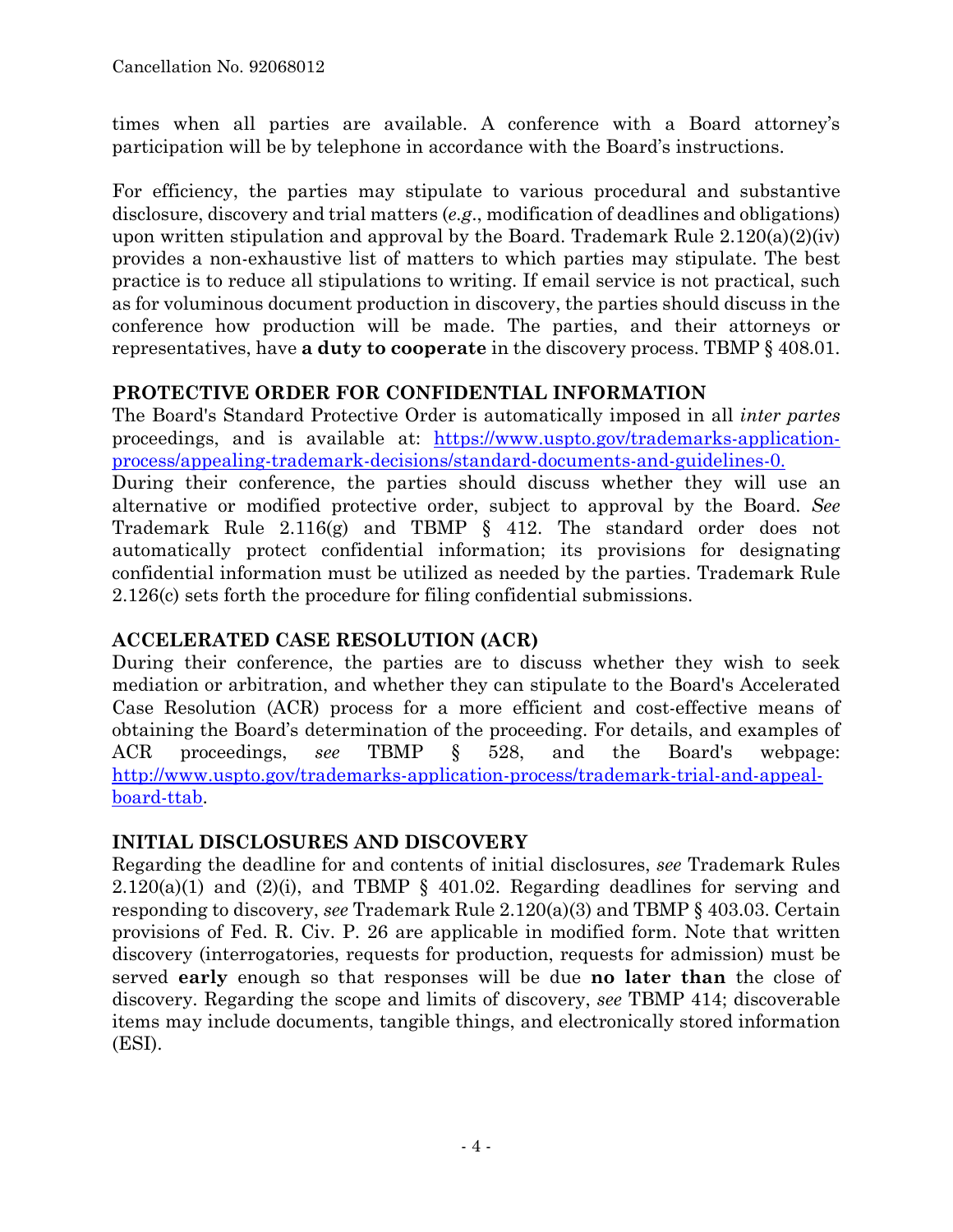times when all parties are available. A conference with a Board attorney's participation will be by telephone in accordance with the Board's instructions.

For efficiency, the parties may stipulate to various procedural and substantive disclosure, discovery and trial matters (*e.g.*, modification of deadlines and obligations) upon written stipulation and approval by the Board. Trademark Rule 2.120(a)(2)(iv) provides a non-exhaustive list of matters to which parties may stipulate. The best practice is to reduce all stipulations to writing. If email service is not practical, such as for voluminous document production in discovery, the parties should discuss in the conference how production will be made. The parties, and their attorneys or representatives, have **a duty to cooperate** in the discovery process. TBMP § 408.01.

## PROTECTIVE ORDER FOR CONFIDENTIAL INFORMATION

The Board's Standard Protective Order is automatically imposed in all *inter partes* proceedings, and is available at: [https://www.uspto.gov/trademarks-application-process/appealing-trademark-decisions/standard-documents-and-guidelines-0.](https://www.uspto.gov/trademarks-application-process/appealing-trademark-decisions/standard-documents-and-guidelines-0)

During their conference, the parties should discuss whether they will use an alternative or modified protective order, subject to approval by the Board. *See* Trademark Rule 2.116(g) and TBMP § 412. The standard order does not automatically protect confidential information; its provisions for designating confidential information must be utilized as needed by the parties. Trademark Rule 2.126(c) sets forth the procedure for filing confidential submissions.

## ACCELERATED CASE RESOLUTION (ACR)

During their conference, the parties are to discuss whether they wish to seek mediation or arbitration, and whether they can stipulate to the Board's Accelerated Case Resolution (ACR) process for a more efficient and cost-effective means of obtaining the Board's determination of the proceeding. For details, and examples of ACR proceedings, *see* TBMP § 528, and the Board's webpage: [http://www.uspto.gov/trademarks-application-process/trademark-trial-and-appeal-board-ttab](http://www.uspto.gov/trademarks-application-process/trademark-trial-and-appeal-board-ttab).

## INITIAL DISCLOSURES AND DISCOVERY

Regarding the deadline for and contents of initial disclosures, *see* Trademark Rules 2.120(a)(1) and (2)(i), and TBMP § 401.02. Regarding deadlines for serving and responding to discovery, *see* Trademark Rule 2.120(a)(3) and TBMP § 403.03. Certain provisions of Fed. R. Civ. P. 26 are applicable in modified form. Note that written discovery (interrogatories, requests for production, requests for admission) must be served **early** enough so that responses will be due **no later than** the close of discovery. Regarding the scope and limits of discovery, *see* TBMP 414; discoverable items may include documents, tangible things, and electronically stored information (ESI).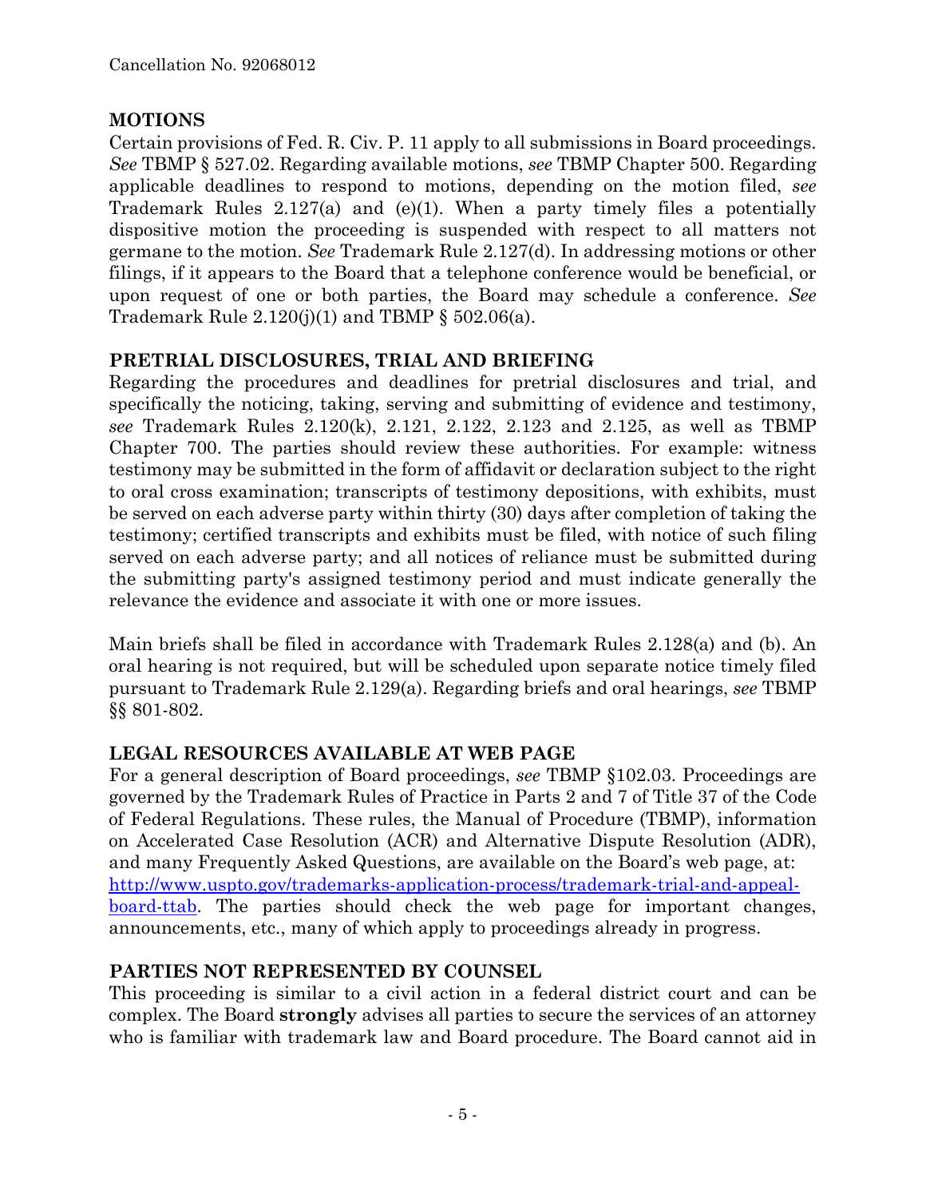## MOTIONS

Certain provisions of Fed. R. Civ. P. 11 apply to all submissions in Board proceedings. *See* TBMP § 527.02. Regarding available motions, *see* TBMP Chapter 500. Regarding applicable deadlines to respond to motions, depending on the motion filed, *see* Trademark Rules 2.127(a) and (e)(1). When a party timely files a potentially dispositive motion the proceeding is suspended with respect to all matters not germane to the motion. *See* Trademark Rule 2.127(d). In addressing motions or other filings, if it appears to the Board that a telephone conference would be beneficial, or upon request of one or both parties, the Board may schedule a conference. *See* Trademark Rule 2.120(j)(1) and TBMP § 502.06(a).

## PRETRIAL DISCLOSURES, TRIAL AND BRIEFING

Regarding the procedures and deadlines for pretrial disclosures and trial, and specifically the noticing, taking, serving and submitting of evidence and testimony, *see* Trademark Rules 2.120(k), 2.121, 2.122, 2.123 and 2.125, as well as TBMP Chapter 700. The parties should review these authorities. For example: witness testimony may be submitted in the form of affidavit or declaration subject to the right to oral cross examination; transcripts of testimony depositions, with exhibits, must be served on each adverse party within thirty (30) days after completion of taking the testimony; certified transcripts and exhibits must be filed, with notice of such filing served on each adverse party; and all notices of reliance must be submitted during the submitting party's assigned testimony period and must indicate generally the relevance the evidence and associate it with one or more issues.

Main briefs shall be filed in accordance with Trademark Rules 2.128(a) and (b). An oral hearing is not required, but will be scheduled upon separate notice timely filed pursuant to Trademark Rule 2.129(a). Regarding briefs and oral hearings, *see* TBMP §§ 801-802.

## LEGAL RESOURCES AVAILABLE AT WEB PAGE

For a general description of Board proceedings, *see* TBMP §102.03. Proceedings are governed by the Trademark Rules of Practice in Parts 2 and 7 of Title 37 of the Code of Federal Regulations. These rules, the Manual of Procedure (TBMP), information on Accelerated Case Resolution (ACR) and Alternative Dispute Resolution (ADR), and many Frequently Asked Questions, are available on the Board's web page, at: [http://www.uspto.gov/trademarks-application-process/trademark-trial-and-appeal-board-ttab](http://www.uspto.gov/trademarks-application-process/trademark-trial-and-appeal-board-ttab). The parties should check the web page for important changes, announcements, etc., many of which apply to proceedings already in progress.

## PARTIES NOT REPRESENTED BY COUNSEL

This proceeding is similar to a civil action in a federal district court and can be complex. The Board **strongly** advises all parties to secure the services of an attorney who is familiar with trademark law and Board procedure. The Board cannot aid in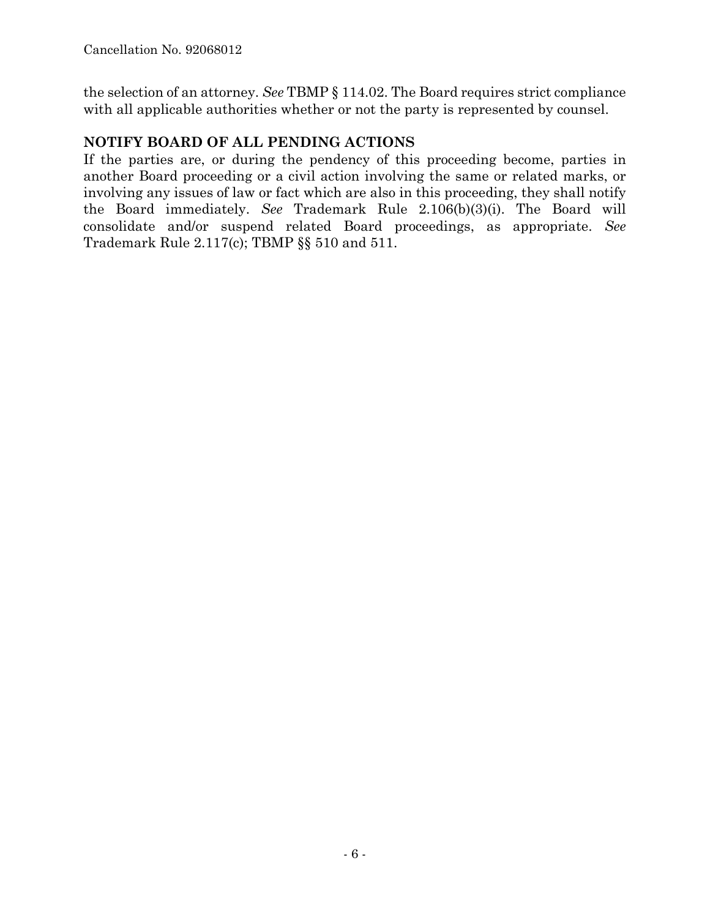the selection of an attorney. *See* TBMP § 114.02. The Board requires strict compliance with all applicable authorities whether or not the party is represented by counsel.

## NOTIFY BOARD OF ALL PENDING ACTIONS

If the parties are, or during the pendency of this proceeding become, parties in another Board proceeding or a civil action involving the same or related marks, or involving any issues of law or fact which are also in this proceeding, they shall notify the Board immediately. *See* Trademark Rule 2.106(b)(3)(i). The Board will consolidate and/or suspend related Board proceedings, as appropriate. *See* Trademark Rule 2.117(c); TBMP §§ 510 and 511.